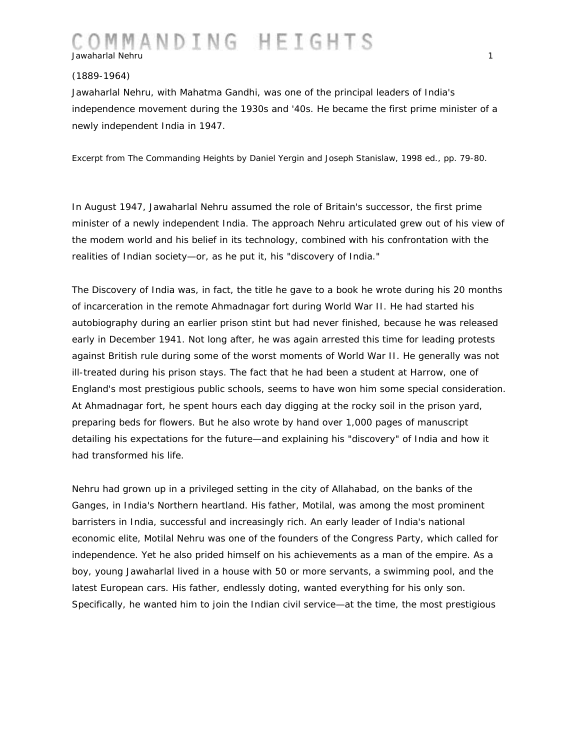# Jawaharlal Nehru

(1889-1964)

Jawaharlal Nehru, with Mahatma Gandhi, was one of the principal leaders of India's independence movement during the 1930s and '40s. He became the first prime minister of a newly independent India in 1947.

Excerpt from The Commanding Heights by Daniel Yergin and Joseph Stanislaw, 1998 ed., pp. 79-80.

In August 1947, Jawaharlal Nehru assumed the role of Britain's successor, the first prime minister of a newly independent India. The approach Nehru articulated grew out of his view of the modem world and his belief in its technology, combined with his confrontation with the realities of Indian society—or, as he put it, his "discovery of India."

The Discovery of India was, in fact, the title he gave to a book he wrote during his 20 months of incarceration in the remote Ahmadnagar fort during World War II. He had started his autobiography during an earlier prison stint but had never finished, because he was released early in December 1941. Not long after, he was again arrested this time for leading protests against British rule during some of the worst moments of World War II. He generally was not ill-treated during his prison stays. The fact that he had been a student at Harrow, one of England's most prestigious public schools, seems to have won him some special consideration. At Ahmadnagar fort, he spent hours each day digging at the rocky soil in the prison yard, preparing beds for flowers. But he also wrote by hand over 1,000 pages of manuscript detailing his expectations for the future—and explaining his "discovery" of India and how it had transformed his life.

Nehru had grown up in a privileged setting in the city of Allahabad, on the banks of the Ganges, in India's Northern heartland. His father, Motilal, was among the most prominent barristers in India, successful and increasingly rich. An early leader of India's national economic elite, Motilal Nehru was one of the founders of the Congress Party, which called for independence. Yet he also prided himself on his achievements as a man of the empire. As a boy, young Jawaharlal lived in a house with 50 or more servants, a swimming pool, and the latest European cars. His father, endlessly doting, wanted everything for his only son. Specifically, he wanted him to join the Indian civil service—at the time, the most prestigious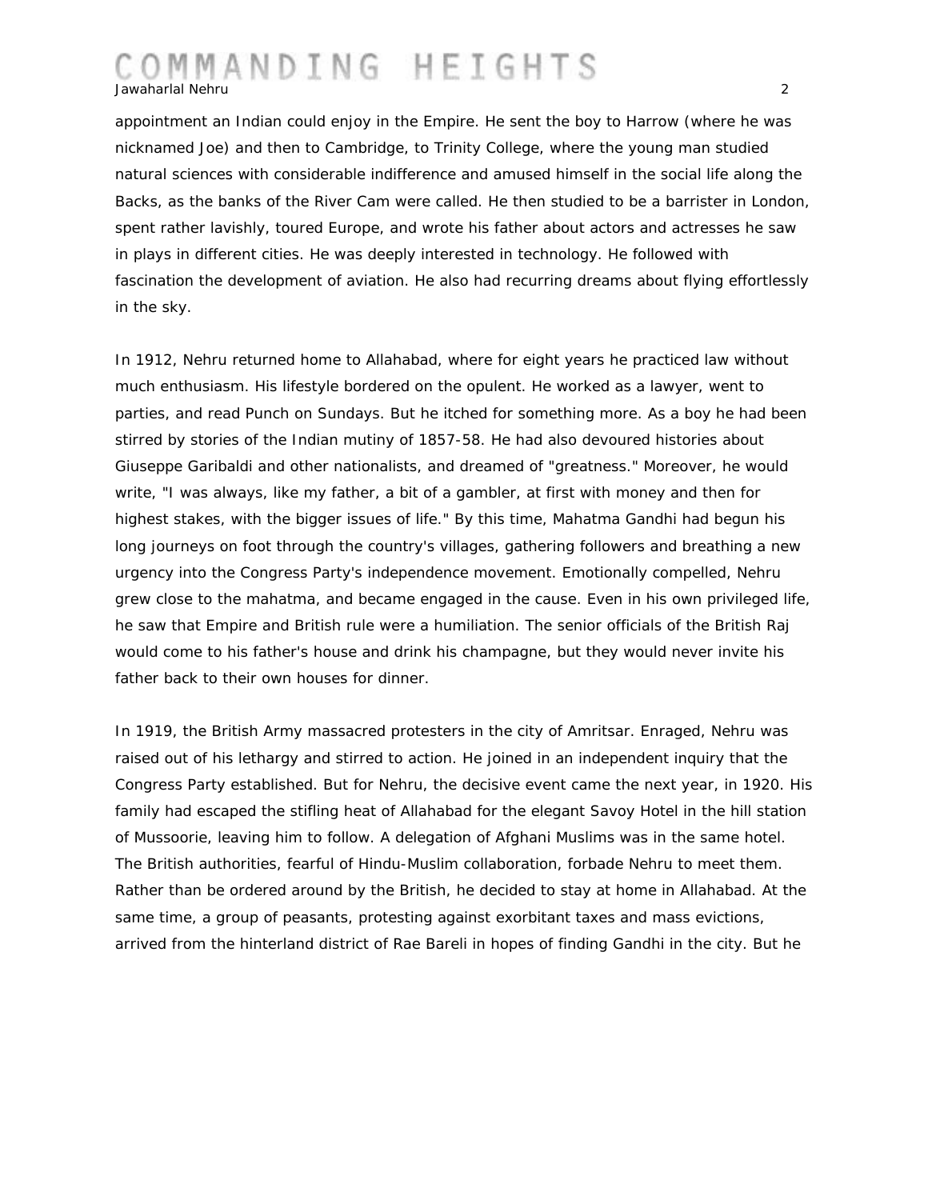appointment an Indian could enjoy in the Empire. He sent the boy to Harrow (where he was nicknamed Joe) and then to Cambridge, to Trinity College, where the young man studied natural sciences with considerable indifference and amused himself in the social life along the Backs, as the banks of the River Cam were called. He then studied to be a barrister in London, spent rather lavishly, toured Europe, and wrote his father about actors and actresses he saw in plays in different cities. He was deeply interested in technology. He followed with fascination the development of aviation. He also had recurring dreams about flying effortlessly in the sky.

In 1912, Nehru returned home to Allahabad, where for eight years he practiced law without much enthusiasm. His lifestyle bordered on the opulent. He worked as a lawyer, went to parties, and read Punch on Sundays. But he itched for something more. As a boy he had been stirred by stories of the Indian mutiny of 1857-58. He had also devoured histories about Giuseppe Garibaldi and other nationalists, and dreamed of "greatness." Moreover, he would write, "I was always, like my father, a bit of a gambler, at first with money and then for highest stakes, with the bigger issues of life." By this time, Mahatma Gandhi had begun his long journeys on foot through the country's villages, gathering followers and breathing a new urgency into the Congress Party's independence movement. Emotionally compelled, Nehru grew close to the mahatma, and became engaged in the cause. Even in his own privileged life, he saw that Empire and British rule were a humiliation. The senior officials of the British Raj would come to his father's house and drink his champagne, but they would never invite his father back to their own houses for dinner.

In 1919, the British Army massacred protesters in the city of Amritsar. Enraged, Nehru was raised out of his lethargy and stirred to action. He joined in an independent inquiry that the Congress Party established. But for Nehru, the decisive event came the next year, in 1920. His family had escaped the stifling heat of Allahabad for the elegant Savoy Hotel in the hill station of Mussoorie, leaving him to follow. A delegation of Afghani Muslims was in the same hotel. The British authorities, fearful of Hindu-Muslim collaboration, forbade Nehru to meet them. Rather than be ordered around by the British, he decided to stay at home in Allahabad. At the same time, a group of peasants, protesting against exorbitant taxes and mass evictions, arrived from the hinterland district of Rae Bareli in hopes of finding Gandhi in the city. But he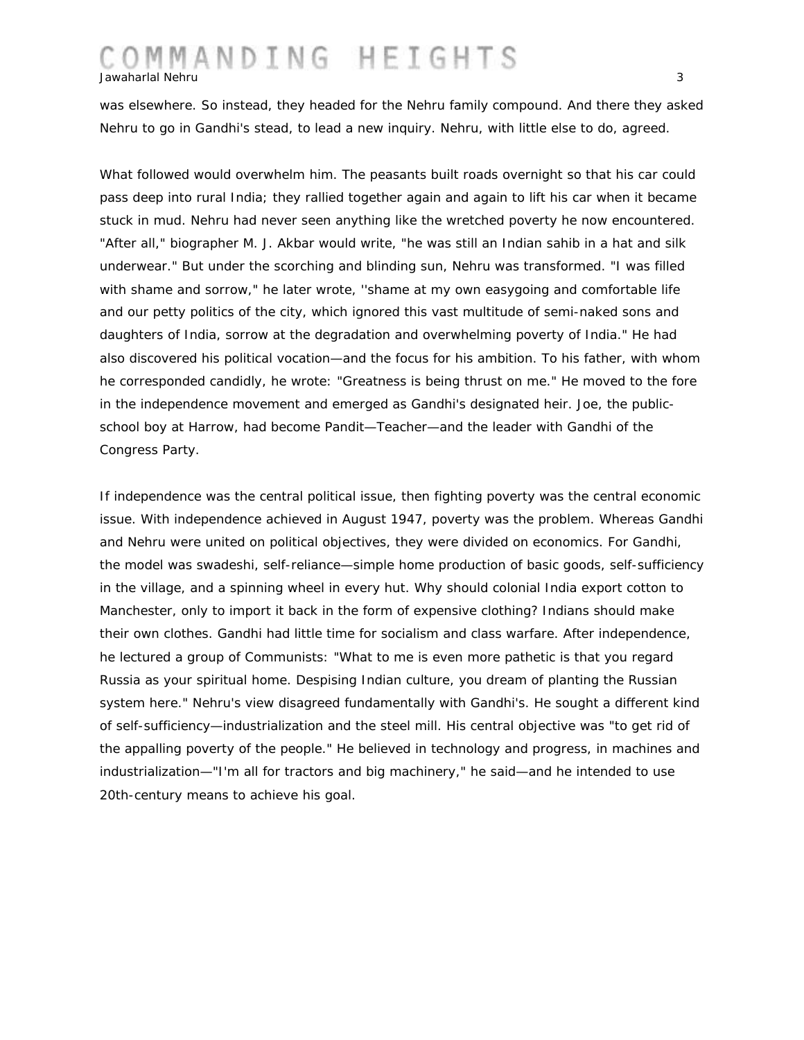was elsewhere. So instead, they headed for the Nehru family compound. And there they asked Nehru to go in Gandhi's stead, to lead a new inquiry. Nehru, with little else to do, agreed.

What followed would overwhelm him. The peasants built roads overnight so that his car could pass deep into rural India; they rallied together again and again to lift his car when it became stuck in mud. Nehru had never seen anything like the wretched poverty he now encountered. "After all," biographer M. J. Akbar would write, "he was still an Indian sahib in a hat and silk underwear." But under the scorching and blinding sun, Nehru was transformed. "I was filled with shame and sorrow," he later wrote, ''shame at my own easygoing and comfortable life and our petty politics of the city, which ignored this vast multitude of semi-naked sons and daughters of India, sorrow at the degradation and overwhelming poverty of India." He had also discovered his political vocation—and the focus for his ambition. To his father, with whom he corresponded candidly, he wrote: "Greatness is being thrust on me." He moved to the fore in the independence movement and emerged as Gandhi's designated heir. Joe, the public-school boy at Harrow, had become Pandit—Teacher—and the leader with Gandhi of the Congress Party.

If independence was the central political issue, then fighting poverty was the central economic issue. With independence achieved in August 1947, poverty was the problem. Whereas Gandhi and Nehru were united on political objectives, they were divided on economics. For Gandhi, the model was swadeshi, self-reliance—simple home production of basic goods, self-sufficiency in the village, and a spinning wheel in every hut. Why should colonial India export cotton to Manchester, only to import it back in the form of expensive clothing? Indians should make their own clothes. Gandhi had little time for socialism and class warfare. After independence, he lectured a group of Communists: "What to me is even more pathetic is that you regard Russia as your spiritual home. Despising Indian culture, you dream of planting the Russian system here." Nehru's view disagreed fundamentally with Gandhi's. He sought a different kind of self-sufficiency—industrialization and the steel mill. His central objective was "to get rid of the appalling poverty of the people." He believed in technology and progress, in machines and industrialization—"I'm all for tractors and big machinery," he said—and he intended to use 20th-century means to achieve his goal.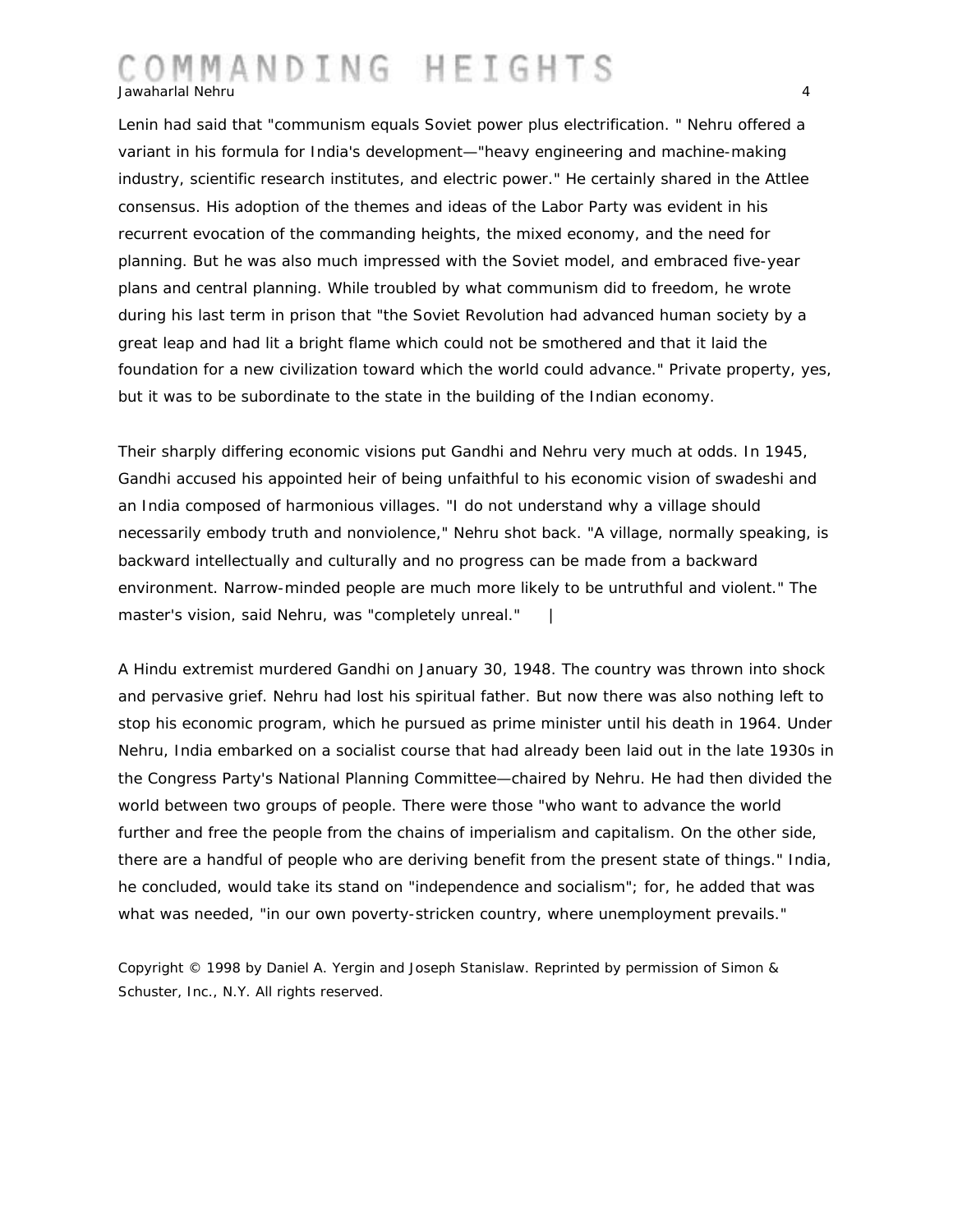Lenin had said that "communism equals Soviet power plus electrification. " Nehru offered a variant in his formula for India's development—"heavy engineering and machine-making industry, scientific research institutes, and electric power." He certainly shared in the Attlee consensus. His adoption of the themes and ideas of the Labor Party was evident in his recurrent evocation of the commanding heights, the mixed economy, and the need for planning. But he was also much impressed with the Soviet model, and embraced five-year plans and central planning. While troubled by what communism did to freedom, he wrote during his last term in prison that "the Soviet Revolution had advanced human society by a great leap and had lit a bright flame which could not be smothered and that it laid the foundation for a new civilization toward which the world could advance." Private property, yes, but it was to be subordinate to the state in the building of the Indian economy.

Their sharply differing economic visions put Gandhi and Nehru very much at odds. In 1945, Gandhi accused his appointed heir of being unfaithful to his economic vision of swadeshi and an India composed of harmonious villages. "I do not understand why a village should necessarily embody truth and nonviolence," Nehru shot back. "A village, normally speaking, is backward intellectually and culturally and no progress can be made from a backward environment. Narrow-minded people are much more likely to be untruthful and violent." The master's vision, said Nehru, was "completely unreal."

A Hindu extremist murdered Gandhi on January 30, 1948. The country was thrown into shock and pervasive grief. Nehru had lost his spiritual father. But now there was also nothing left to stop his economic program, which he pursued as prime minister until his death in 1964. Under Nehru, India embarked on a socialist course that had already been laid out in the late 1930s in the Congress Party's National Planning Committee—chaired by Nehru. He had then divided the world between two groups of people. There were those "who want to advance the world further and free the people from the chains of imperialism and capitalism. On the other side, there are a handful of people who are deriving benefit from the present state of things." India, he concluded, would take its stand on "independence and socialism"; for, he added that was what was needed, "in our own poverty-stricken country, where unemployment prevails."

Copyright © 1998 by Daniel A. Yergin and Joseph Stanislaw. Reprinted by permission of Simon & Schuster, Inc., N.Y. All rights reserved.